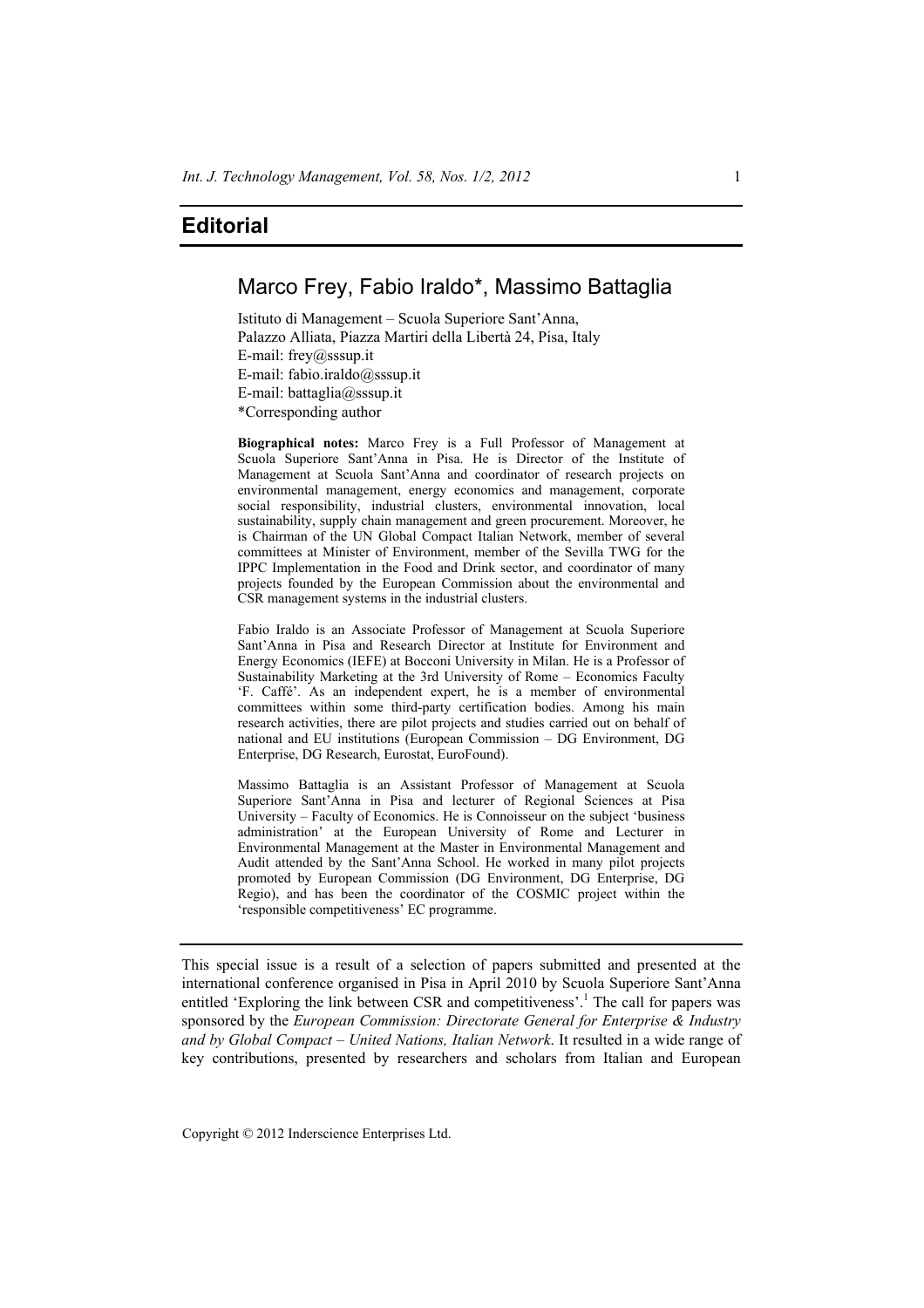# Editorial

## Marco Frey, Fabio Iraldo*, Massimo Battaglia

Istituto di Management – Scuola Superiore Sant'Anna,
Palazzo Alliata, Piazza Martiri della Libertà 24, Pisa, Italy
E-mail: frey@sssup.it
E-mail: fabio.iraldo@sssup.it
E-mail: battaglia@sssup.it
*Corresponding author

**Biographical notes:** Marco Frey is a Full Professor of Management at Scuola Superiore Sant'Anna in Pisa. He is Director of the Institute of Management at Scuola Sant'Anna and coordinator of research projects on environmental management, energy economics and management, corporate social responsibility, industrial clusters, environmental innovation, local sustainability, supply chain management and green procurement. Moreover, he is Chairman of the UN Global Compact Italian Network, member of several committees at Minister of Environment, member of the Sevilla TWG for the IPPC Implementation in the Food and Drink sector, and coordinator of many projects founded by the European Commission about the environmental and CSR management systems in the industrial clusters.

Fabio Iraldo is an Associate Professor of Management at Scuola Superiore Sant'Anna in Pisa and Research Director at Institute for Environment and Energy Economics (IEFE) at Bocconi University in Milan. He is a Professor of Sustainability Marketing at the 3rd University of Rome – Economics Faculty 'F. Caffé'. As an independent expert, he is a member of environmental committees within some third-party certification bodies. Among his main research activities, there are pilot projects and studies carried out on behalf of national and EU institutions (European Commission – DG Environment, DG Enterprise, DG Research, Eurostat, EuroFound).

Massimo Battaglia is an Assistant Professor of Management at Scuola Superiore Sant'Anna in Pisa and lecturer of Regional Sciences at Pisa University – Faculty of Economics. He is Connoisseur on the subject 'business administration' at the European University of Rome and Lecturer in Environmental Management at the Master in Environmental Management and Audit attended by the Sant'Anna School. He worked in many pilot projects promoted by European Commission (DG Environment, DG Enterprise, DG Regio), and has been the coordinator of the COSMIC project within the 'responsible competitiveness' EC programme.

---

This special issue is a result of a selection of papers submitted and presented at the international conference organised in Pisa in April 2010 by Scuola Superiore Sant'Anna entitled 'Exploring the link between CSR and competitiveness'.[1] The call for papers was sponsored by the *European Commission: Directorate General for Enterprise & Industry and by Global Compact – United Nations, Italian Network*. It resulted in a wide range of key contributions, presented by researchers and scholars from Italian and European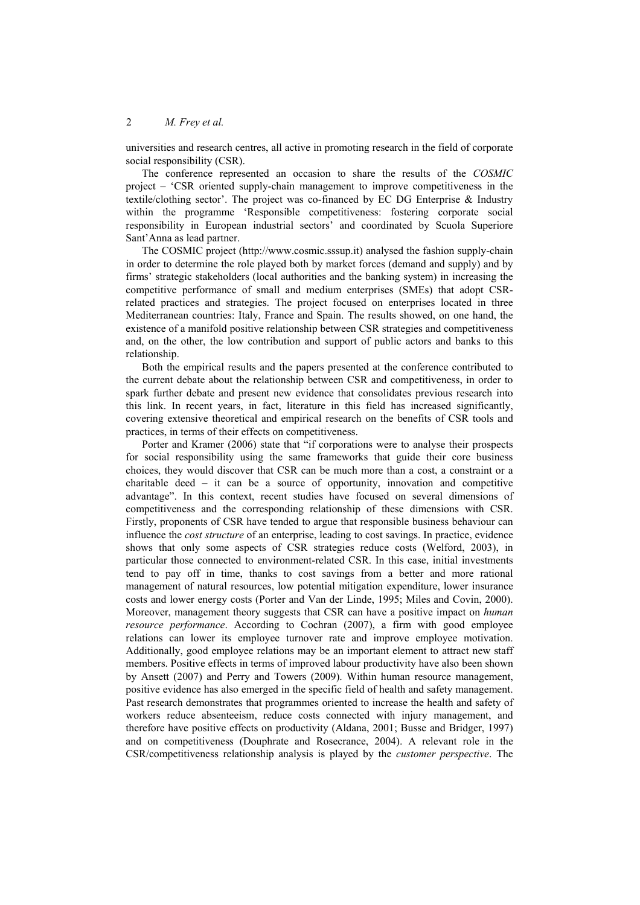universities and research centres, all active in promoting research in the field of corporate social responsibility (CSR).

The conference represented an occasion to share the results of the *COSMIC* project – 'CSR oriented supply-chain management to improve competitiveness in the textile/clothing sector'. The project was co-financed by EC DG Enterprise & Industry within the programme 'Responsible competitiveness: fostering corporate social responsibility in European industrial sectors' and coordinated by Scuola Superiore Sant'Anna as lead partner.

The COSMIC project (http://www.cosmic.sssup.it) analysed the fashion supply-chain in order to determine the role played both by market forces (demand and supply) and by firms' strategic stakeholders (local authorities and the banking system) in increasing the competitive performance of small and medium enterprises (SMEs) that adopt CSR-related practices and strategies. The project focused on enterprises located in three Mediterranean countries: Italy, France and Spain. The results showed, on one hand, the existence of a manifold positive relationship between CSR strategies and competitiveness and, on the other, the low contribution and support of public actors and banks to this relationship.

Both the empirical results and the papers presented at the conference contributed to the current debate about the relationship between CSR and competitiveness, in order to spark further debate and present new evidence that consolidates previous research into this link. In recent years, in fact, literature in this field has increased significantly, covering extensive theoretical and empirical research on the benefits of CSR tools and practices, in terms of their effects on competitiveness.

Porter and Kramer (2006) state that "if corporations were to analyse their prospects for social responsibility using the same frameworks that guide their core business choices, they would discover that CSR can be much more than a cost, a constraint or a charitable deed – it can be a source of opportunity, innovation and competitive advantage". In this context, recent studies have focused on several dimensions of competitiveness and the corresponding relationship of these dimensions with CSR. Firstly, proponents of CSR have tended to argue that responsible business behaviour can influence the *cost structure* of an enterprise, leading to cost savings. In practice, evidence shows that only some aspects of CSR strategies reduce costs (Welford, 2003), in particular those connected to environment-related CSR. In this case, initial investments tend to pay off in time, thanks to cost savings from a better and more rational management of natural resources, low potential mitigation expenditure, lower insurance costs and lower energy costs (Porter and Van der Linde, 1995; Miles and Covin, 2000). Moreover, management theory suggests that CSR can have a positive impact on *human resource performance*. According to Cochran (2007), a firm with good employee relations can lower its employee turnover rate and improve employee motivation. Additionally, good employee relations may be an important element to attract new staff members. Positive effects in terms of improved labour productivity have also been shown by Ansett (2007) and Perry and Towers (2009). Within human resource management, positive evidence has also emerged in the specific field of health and safety management. Past research demonstrates that programmes oriented to increase the health and safety of workers reduce absenteeism, reduce costs connected with injury management, and therefore have positive effects on productivity (Aldana, 2001; Busse and Bridger, 1997) and on competitiveness (Douphrate and Rosecrance, 2004). A relevant role in the CSR/competitiveness relationship analysis is played by the *customer perspective*. The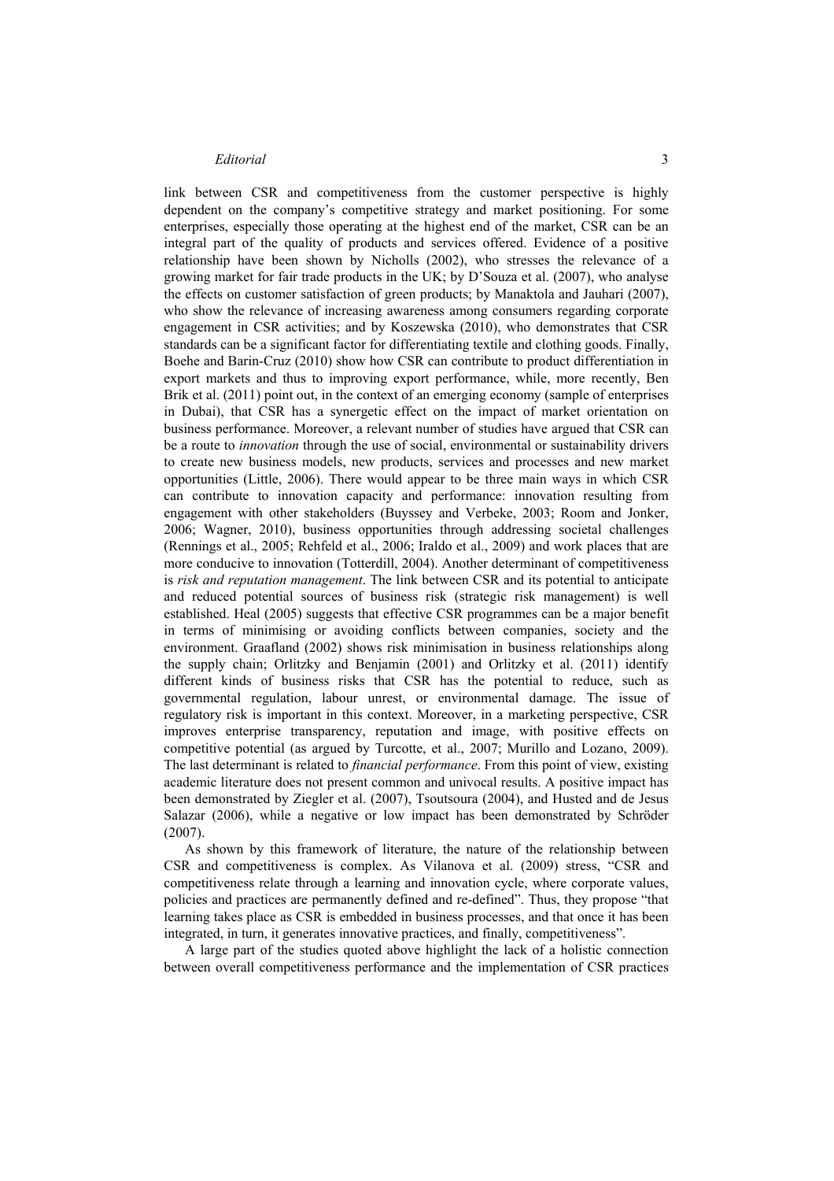link between CSR and competitiveness from the customer perspective is highly dependent on the company's competitive strategy and market positioning. For some enterprises, especially those operating at the highest end of the market, CSR can be an integral part of the quality of products and services offered. Evidence of a positive relationship have been shown by Nicholls (2002), who stresses the relevance of a growing market for fair trade products in the UK; by D'Souza et al. (2007), who analyse the effects on customer satisfaction of green products; by Manaktola and Jauhari (2007), who show the relevance of increasing awareness among consumers regarding corporate engagement in CSR activities; and by Koszewska (2010), who demonstrates that CSR standards can be a significant factor for differentiating textile and clothing goods. Finally, Boehe and Barin-Cruz (2010) show how CSR can contribute to product differentiation in export markets and thus to improving export performance, while, more recently, Ben Brik et al. (2011) point out, in the context of an emerging economy (sample of enterprises in Dubai), that CSR has a synergetic effect on the impact of market orientation on business performance. Moreover, a relevant number of studies have argued that CSR can be a route to *innovation* through the use of social, environmental or sustainability drivers to create new business models, new products, services and processes and new market opportunities (Little, 2006). There would appear to be three main ways in which CSR can contribute to innovation capacity and performance: innovation resulting from engagement with other stakeholders (Buyssey and Verbeke, 2003; Room and Jonker, 2006; Wagner, 2010), business opportunities through addressing societal challenges (Rennings et al., 2005; Rehfeld et al., 2006; Iraldo et al., 2009) and work places that are more conducive to innovation (Totterdill, 2004). Another determinant of competitiveness is *risk and reputation management*. The link between CSR and its potential to anticipate and reduced potential sources of business risk (strategic risk management) is well established. Heal (2005) suggests that effective CSR programmes can be a major benefit in terms of minimising or avoiding conflicts between companies, society and the environment. Graafland (2002) shows risk minimisation in business relationships along the supply chain; Orlitzky and Benjamin (2001) and Orlitzky et al. (2011) identify different kinds of business risks that CSR has the potential to reduce, such as governmental regulation, labour unrest, or environmental damage. The issue of regulatory risk is important in this context. Moreover, in a marketing perspective, CSR improves enterprise transparency, reputation and image, with positive effects on competitive potential (as argued by Turcotte, et al., 2007; Murillo and Lozano, 2009). The last determinant is related to *financial performance*. From this point of view, existing academic literature does not present common and univocal results. A positive impact has been demonstrated by Ziegler et al. (2007), Tsoutsoura (2004), and Husted and de Jesus Salazar (2006), while a negative or low impact has been demonstrated by Schröder (2007).

As shown by this framework of literature, the nature of the relationship between CSR and competitiveness is complex. As Vilanova et al. (2009) stress, "CSR and competitiveness relate through a learning and innovation cycle, where corporate values, policies and practices are permanently defined and re-defined". Thus, they propose "that learning takes place as CSR is embedded in business processes, and that once it has been integrated, in turn, it generates innovative practices, and finally, competitiveness".

A large part of the studies quoted above highlight the lack of a holistic connection between overall competitiveness performance and the implementation of CSR practices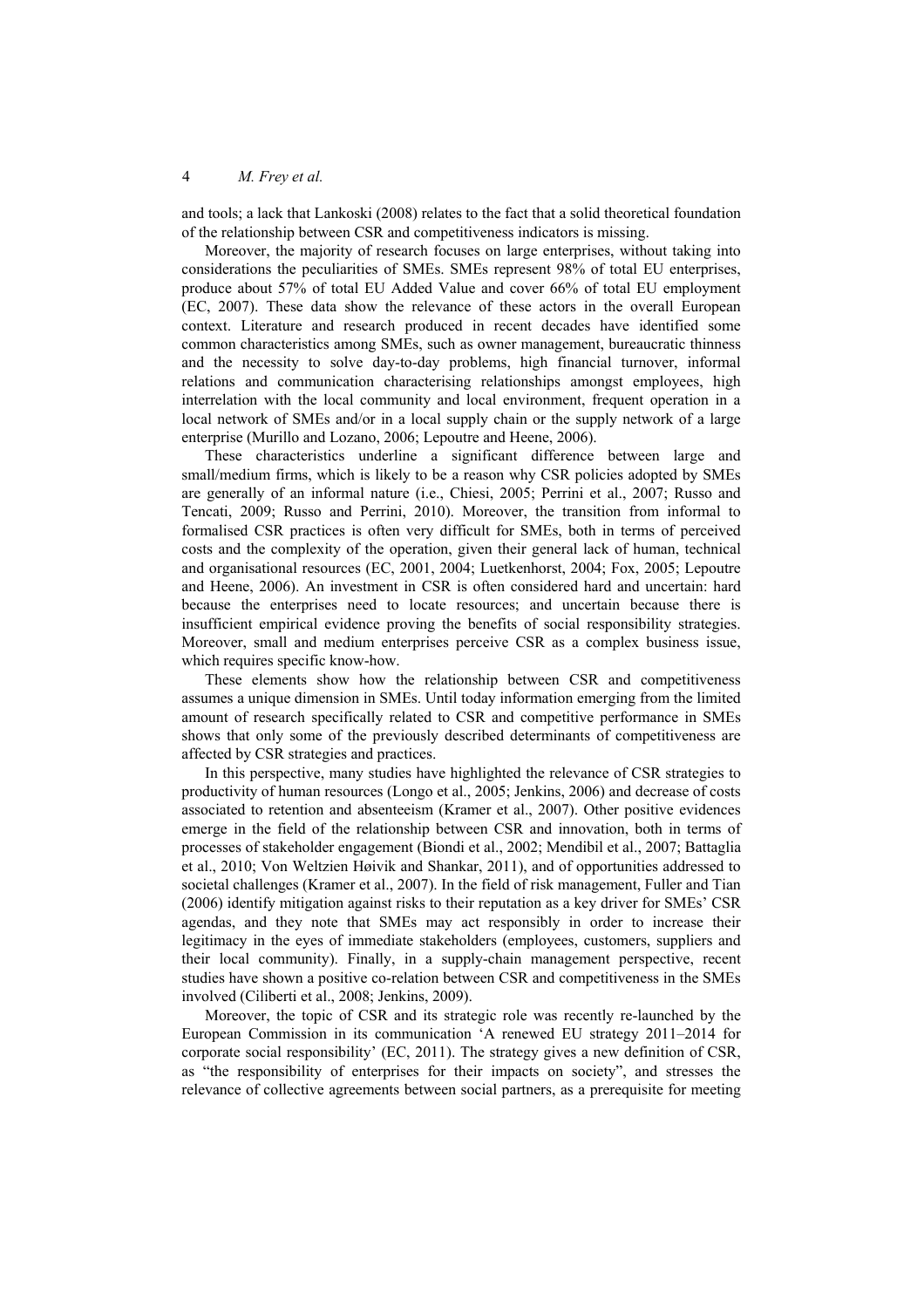and tools; a lack that Lankoski (2008) relates to the fact that a solid theoretical foundation of the relationship between CSR and competitiveness indicators is missing.

Moreover, the majority of research focuses on large enterprises, without taking into considerations the peculiarities of SMEs. SMEs represent 98% of total EU enterprises, produce about 57% of total EU Added Value and cover 66% of total EU employment (EC, 2007). These data show the relevance of these actors in the overall European context. Literature and research produced in recent decades have identified some common characteristics among SMEs, such as owner management, bureaucratic thinness and the necessity to solve day-to-day problems, high financial turnover, informal relations and communication characterising relationships amongst employees, high interrelation with the local community and local environment, frequent operation in a local network of SMEs and/or in a local supply chain or the supply network of a large enterprise (Murillo and Lozano, 2006; Lepoutre and Heene, 2006).

These characteristics underline a significant difference between large and small/medium firms, which is likely to be a reason why CSR policies adopted by SMEs are generally of an informal nature (i.e., Chiesi, 2005; Perrini et al., 2007; Russo and Tencati, 2009; Russo and Perrini, 2010). Moreover, the transition from informal to formalised CSR practices is often very difficult for SMEs, both in terms of perceived costs and the complexity of the operation, given their general lack of human, technical and organisational resources (EC, 2001, 2004; Luetkenhorst, 2004; Fox, 2005; Lepoutre and Heene, 2006). An investment in CSR is often considered hard and uncertain: hard because the enterprises need to locate resources; and uncertain because there is insufficient empirical evidence proving the benefits of social responsibility strategies. Moreover, small and medium enterprises perceive CSR as a complex business issue, which requires specific know-how.

These elements show how the relationship between CSR and competitiveness assumes a unique dimension in SMEs. Until today information emerging from the limited amount of research specifically related to CSR and competitive performance in SMEs shows that only some of the previously described determinants of competitiveness are affected by CSR strategies and practices.

In this perspective, many studies have highlighted the relevance of CSR strategies to productivity of human resources (Longo et al., 2005; Jenkins, 2006) and decrease of costs associated to retention and absenteeism (Kramer et al., 2007). Other positive evidences emerge in the field of the relationship between CSR and innovation, both in terms of processes of stakeholder engagement (Biondi et al., 2002; Mendibil et al., 2007; Battaglia et al., 2010; Von Weltzien Høivik and Shankar, 2011), and of opportunities addressed to societal challenges (Kramer et al., 2007). In the field of risk management, Fuller and Tian (2006) identify mitigation against risks to their reputation as a key driver for SMEs' CSR agendas, and they note that SMEs may act responsibly in order to increase their legitimacy in the eyes of immediate stakeholders (employees, customers, suppliers and their local community). Finally, in a supply-chain management perspective, recent studies have shown a positive co-relation between CSR and competitiveness in the SMEs involved (Ciliberti et al., 2008; Jenkins, 2009).

Moreover, the topic of CSR and its strategic role was recently re-launched by the European Commission in its communication 'A renewed EU strategy 2011–2014 for corporate social responsibility' (EC, 2011). The strategy gives a new definition of CSR, as "the responsibility of enterprises for their impacts on society", and stresses the relevance of collective agreements between social partners, as a prerequisite for meeting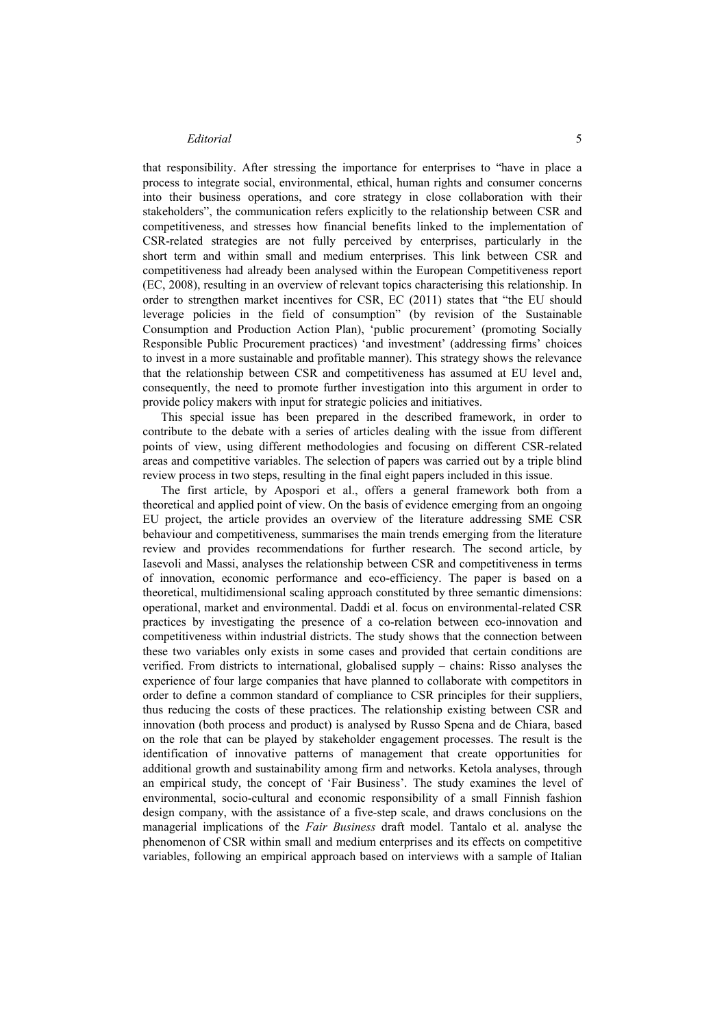that responsibility. After stressing the importance for enterprises to "have in place a process to integrate social, environmental, ethical, human rights and consumer concerns into their business operations, and core strategy in close collaboration with their stakeholders", the communication refers explicitly to the relationship between CSR and competitiveness, and stresses how financial benefits linked to the implementation of CSR-related strategies are not fully perceived by enterprises, particularly in the short term and within small and medium enterprises. This link between CSR and competitiveness had already been analysed within the European Competitiveness report (EC, 2008), resulting in an overview of relevant topics characterising this relationship. In order to strengthen market incentives for CSR, EC (2011) states that "the EU should leverage policies in the field of consumption" (by revision of the Sustainable Consumption and Production Action Plan), 'public procurement' (promoting Socially Responsible Public Procurement practices) 'and investment' (addressing firms' choices to invest in a more sustainable and profitable manner). This strategy shows the relevance that the relationship between CSR and competitiveness has assumed at EU level and, consequently, the need to promote further investigation into this argument in order to provide policy makers with input for strategic policies and initiatives.

This special issue has been prepared in the described framework, in order to contribute to the debate with a series of articles dealing with the issue from different points of view, using different methodologies and focusing on different CSR-related areas and competitive variables. The selection of papers was carried out by a triple blind review process in two steps, resulting in the final eight papers included in this issue.

The first article, by Apospori et al., offers a general framework both from a theoretical and applied point of view. On the basis of evidence emerging from an ongoing EU project, the article provides an overview of the literature addressing SME CSR behaviour and competitiveness, summarises the main trends emerging from the literature review and provides recommendations for further research. The second article, by Iasevoli and Massi, analyses the relationship between CSR and competitiveness in terms of innovation, economic performance and eco-efficiency. The paper is based on a theoretical, multidimensional scaling approach constituted by three semantic dimensions: operational, market and environmental. Daddi et al. focus on environmental-related CSR practices by investigating the presence of a co-relation between eco-innovation and competitiveness within industrial districts. The study shows that the connection between these two variables only exists in some cases and provided that certain conditions are verified. From districts to international, globalised supply – chains: Risso analyses the experience of four large companies that have planned to collaborate with competitors in order to define a common standard of compliance to CSR principles for their suppliers, thus reducing the costs of these practices. The relationship existing between CSR and innovation (both process and product) is analysed by Russo Spena and de Chiara, based on the role that can be played by stakeholder engagement processes. The result is the identification of innovative patterns of management that create opportunities for additional growth and sustainability among firm and networks. Ketola analyses, through an empirical study, the concept of 'Fair Business'. The study examines the level of environmental, socio-cultural and economic responsibility of a small Finnish fashion design company, with the assistance of a five-step scale, and draws conclusions on the managerial implications of the *Fair Business* draft model. Tantalo et al. analyse the phenomenon of CSR within small and medium enterprises and its effects on competitive variables, following an empirical approach based on interviews with a sample of Italian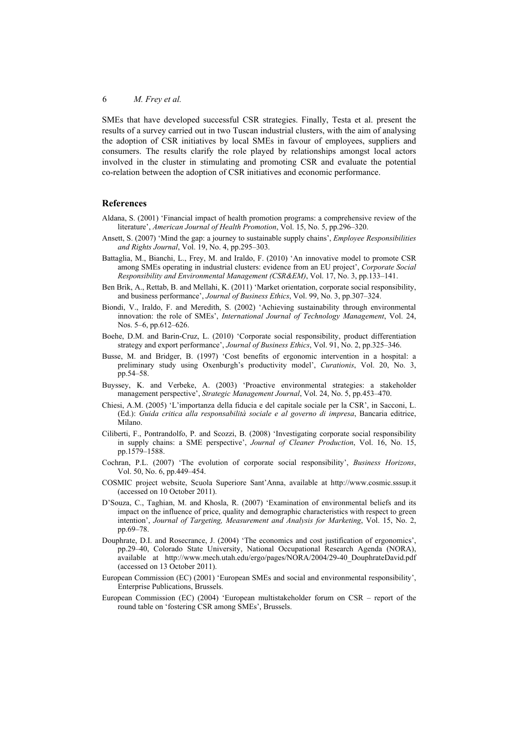SMEs that have developed successful CSR strategies. Finally, Testa et al. present the results of a survey carried out in two Tuscan industrial clusters, with the aim of analysing the adoption of CSR initiatives by local SMEs in favour of employees, suppliers and consumers. The results clarify the role played by relationships amongst local actors involved in the cluster in stimulating and promoting CSR and evaluate the potential co-relation between the adoption of CSR initiatives and economic performance.

## References

Aldana, S. (2001) 'Financial impact of health promotion programs: a comprehensive review of the literature', *American Journal of Health Promotion*, Vol. 15, No. 5, pp.296–320.

Ansett, S. (2007) 'Mind the gap: a journey to sustainable supply chains', *Employee Responsibilities and Rights Journal*, Vol. 19, No. 4, pp.295–303.

Battaglia, M., Bianchi, L., Frey, M. and Iraldo, F. (2010) 'An innovative model to promote CSR among SMEs operating in industrial clusters: evidence from an EU project', *Corporate Social Responsibility and Environmental Management (CSR&EM)*, Vol. 17, No. 3, pp.133–141.

Ben Brik, A., Rettab, B. and Mellahi, K. (2011) 'Market orientation, corporate social responsibility, and business performance', *Journal of Business Ethics*, Vol. 99, No. 3, pp.307–324.

Biondi, V., Iraldo, F. and Meredith, S. (2002) 'Achieving sustainability through environmental innovation: the role of SMEs', *International Journal of Technology Management*, Vol. 24, Nos. 5–6, pp.612–626.

Boehe, D.M. and Barin-Cruz, L. (2010) 'Corporate social responsibility, product differentiation strategy and export performance', *Journal of Business Ethics*, Vol. 91, No. 2, pp.325–346.

Busse, M. and Bridger, B. (1997) 'Cost benefits of ergonomic intervention in a hospital: a preliminary study using Oxenburgh's productivity model', *Curationis*, Vol. 20, No. 3, pp.54–58.

Buyssey, K. and Verbeke, A. (2003) 'Proactive environmental strategies: a stakeholder management perspective', *Strategic Management Journal*, Vol. 24, No. 5, pp.453–470.

Chiesi, A.M. (2005) 'L'importanza della fiducia e del capitale sociale per la CSR', in Sacconi, L. (Ed.): *Guida critica alla responsabilità sociale e al governo di impresa*, Bancaria editrice, Milano.

Ciliberti, F., Pontrandolfo, P. and Scozzi, B. (2008) 'Investigating corporate social responsibility in supply chains: a SME perspective', *Journal of Cleaner Production*, Vol. 16, No. 15, pp.1579–1588.

Cochran, P.L. (2007) 'The evolution of corporate social responsibility', *Business Horizons*, Vol. 50, No. 6, pp.449–454.

COSMIC project website, Scuola Superiore Sant'Anna, available at http://www.cosmic.sssup.it (accessed on 10 October 2011).

D'Souza, C., Taghian, M. and Khosla, R. (2007) 'Examination of environmental beliefs and its impact on the influence of price, quality and demographic characteristics with respect to green intention', *Journal of Targeting, Measurement and Analysis for Marketing*, Vol. 15, No. 2, pp.69–78.

Douphrate, D.I. and Rosecrance, J. (2004) 'The economics and cost justification of ergonomics', pp.29–40, Colorado State University, National Occupational Research Agenda (NORA), available at http://www.mech.utah.edu/ergo/pages/NORA/2004/29-40_DouphrateDavid.pdf (accessed on 13 October 2011).

European Commission (EC) (2001) 'European SMEs and social and environmental responsibility', Enterprise Publications, Brussels.

European Commission (EC) (2004) 'European multistakeholder forum on CSR – report of the round table on 'fostering CSR among SMEs', Brussels.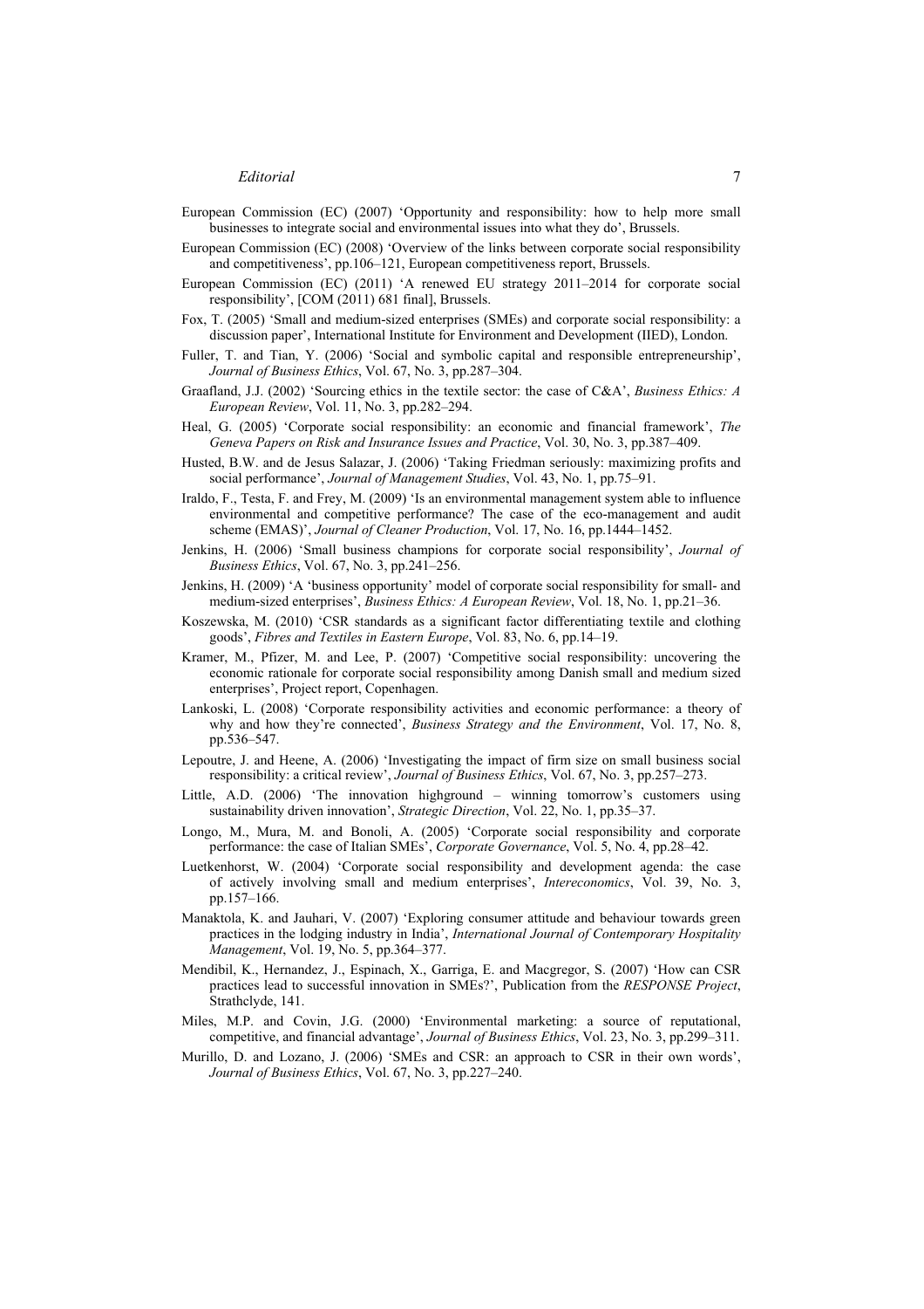European Commission (EC) (2007) 'Opportunity and responsibility: how to help more small businesses to integrate social and environmental issues into what they do', Brussels.

European Commission (EC) (2008) 'Overview of the links between corporate social responsibility and competitiveness', pp.106–121, European competitiveness report, Brussels.

European Commission (EC) (2011) 'A renewed EU strategy 2011–2014 for corporate social responsibility', [COM (2011) 681 final], Brussels.

Fox, T. (2005) 'Small and medium-sized enterprises (SMEs) and corporate social responsibility: a discussion paper', International Institute for Environment and Development (IIED), London.

Fuller, T. and Tian, Y. (2006) 'Social and symbolic capital and responsible entrepreneurship', *Journal of Business Ethics*, Vol. 67, No. 3, pp.287–304.

Graafland, J.J. (2002) 'Sourcing ethics in the textile sector: the case of C&A', *Business Ethics: A European Review*, Vol. 11, No. 3, pp.282–294.

Heal, G. (2005) 'Corporate social responsibility: an economic and financial framework', *The Geneva Papers on Risk and Insurance Issues and Practice*, Vol. 30, No. 3, pp.387–409.

Husted, B.W. and de Jesus Salazar, J. (2006) 'Taking Friedman seriously: maximizing profits and social performance', *Journal of Management Studies*, Vol. 43, No. 1, pp.75–91.

Iraldo, F., Testa, F. and Frey, M. (2009) 'Is an environmental management system able to influence environmental and competitive performance? The case of the eco-management and audit scheme (EMAS)', *Journal of Cleaner Production*, Vol. 17, No. 16, pp.1444–1452.

Jenkins, H. (2006) 'Small business champions for corporate social responsibility', *Journal of Business Ethics*, Vol. 67, No. 3, pp.241–256.

Jenkins, H. (2009) 'A 'business opportunity' model of corporate social responsibility for small- and medium-sized enterprises', *Business Ethics: A European Review*, Vol. 18, No. 1, pp.21–36.

Koszewska, M. (2010) 'CSR standards as a significant factor differentiating textile and clothing goods', *Fibres and Textiles in Eastern Europe*, Vol. 83, No. 6, pp.14–19.

Kramer, M., Pfizer, M. and Lee, P. (2007) 'Competitive social responsibility: uncovering the economic rationale for corporate social responsibility among Danish small and medium sized enterprises', Project report, Copenhagen.

Lankoski, L. (2008) 'Corporate responsibility activities and economic performance: a theory of why and how they're connected', *Business Strategy and the Environment*, Vol. 17, No. 8, pp.536–547.

Lepoutre, J. and Heene, A. (2006) 'Investigating the impact of firm size on small business social responsibility: a critical review', *Journal of Business Ethics*, Vol. 67, No. 3, pp.257–273.

Little, A.D. (2006) 'The innovation highground – winning tomorrow's customers using sustainability driven innovation', *Strategic Direction*, Vol. 22, No. 1, pp.35–37.

Longo, M., Mura, M. and Bonoli, A. (2005) 'Corporate social responsibility and corporate performance: the case of Italian SMEs', *Corporate Governance*, Vol. 5, No. 4, pp.28–42.

Luetkenhorst, W. (2004) 'Corporate social responsibility and development agenda: the case of actively involving small and medium enterprises', *Intereconomics*, Vol. 39, No. 3, pp.157–166.

Manaktola, K. and Jauhari, V. (2007) 'Exploring consumer attitude and behaviour towards green practices in the lodging industry in India', *International Journal of Contemporary Hospitality Management*, Vol. 19, No. 5, pp.364–377.

Mendibil, K., Hernandez, J., Espinach, X., Garriga, E. and Macgregor, S. (2007) 'How can CSR practices lead to successful innovation in SMEs?', Publication from the *RESPONSE Project*, Strathclyde, 141.

Miles, M.P. and Covin, J.G. (2000) 'Environmental marketing: a source of reputational, competitive, and financial advantage', *Journal of Business Ethics*, Vol. 23, No. 3, pp.299–311.

Murillo, D. and Lozano, J. (2006) 'SMEs and CSR: an approach to CSR in their own words', *Journal of Business Ethics*, Vol. 67, No. 3, pp.227–240.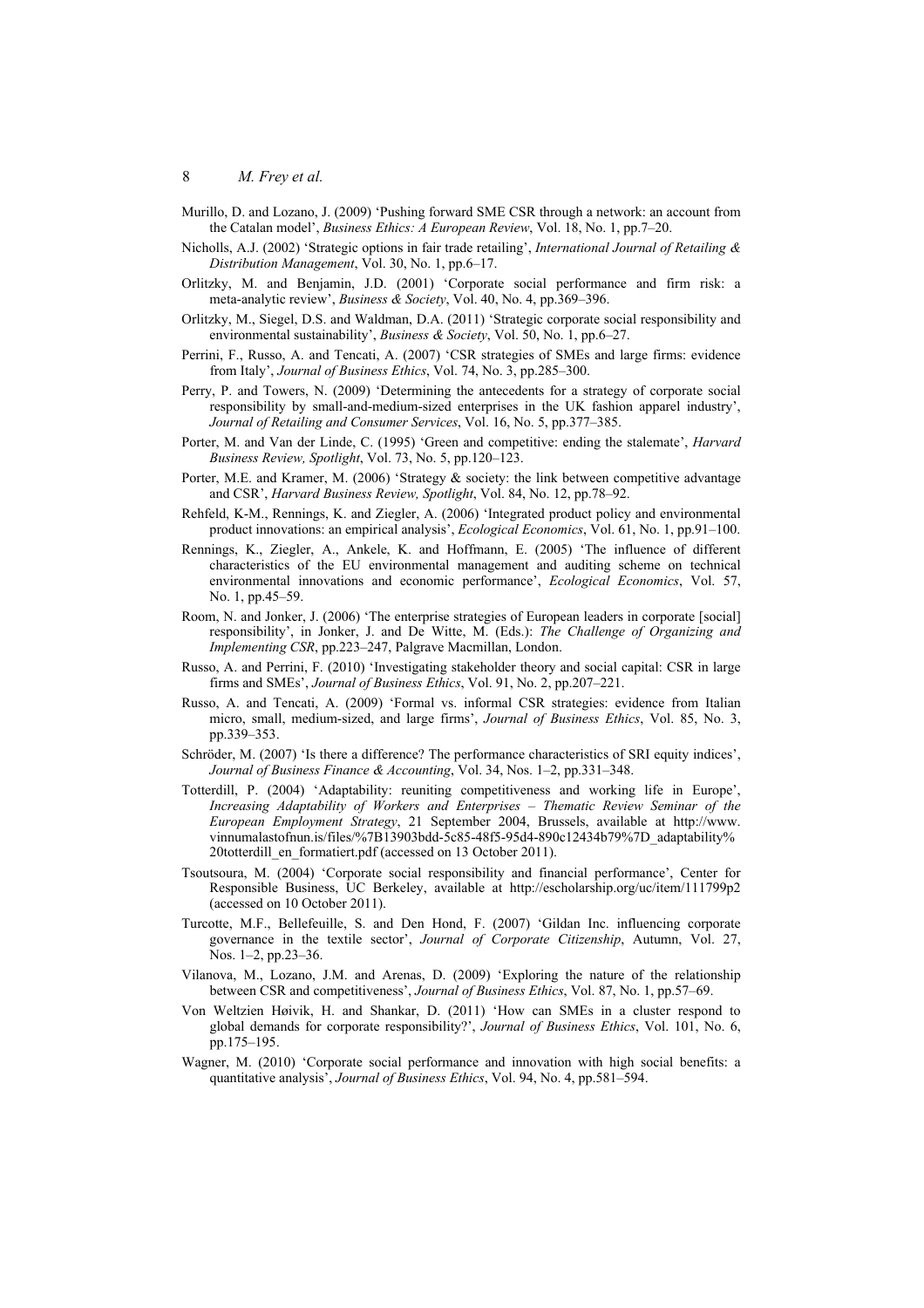Murillo, D. and Lozano, J. (2009) 'Pushing forward SME CSR through a network: an account from the Catalan model', *Business Ethics: A European Review*, Vol. 18, No. 1, pp.7–20.

Nicholls, A.J. (2002) 'Strategic options in fair trade retailing', *International Journal of Retailing & Distribution Management*, Vol. 30, No. 1, pp.6–17.

Orlitzky, M. and Benjamin, J.D. (2001) 'Corporate social performance and firm risk: a meta-analytic review', *Business & Society*, Vol. 40, No. 4, pp.369–396.

Orlitzky, M., Siegel, D.S. and Waldman, D.A. (2011) 'Strategic corporate social responsibility and environmental sustainability', *Business & Society*, Vol. 50, No. 1, pp.6–27.

Perrini, F., Russo, A. and Tencati, A. (2007) 'CSR strategies of SMEs and large firms: evidence from Italy', *Journal of Business Ethics*, Vol. 74, No. 3, pp.285–300.

Perry, P. and Towers, N. (2009) 'Determining the antecedents for a strategy of corporate social responsibility by small-and-medium-sized enterprises in the UK fashion apparel industry', *Journal of Retailing and Consumer Services*, Vol. 16, No. 5, pp.377–385.

Porter, M. and Van der Linde, C. (1995) 'Green and competitive: ending the stalemate', *Harvard Business Review, Spotlight*, Vol. 73, No. 5, pp.120–123.

Porter, M.E. and Kramer, M. (2006) 'Strategy & society: the link between competitive advantage and CSR', *Harvard Business Review, Spotlight*, Vol. 84, No. 12, pp.78–92.

Rehfeld, K-M., Rennings, K. and Ziegler, A. (2006) 'Integrated product policy and environmental product innovations: an empirical analysis', *Ecological Economics*, Vol. 61, No. 1, pp.91–100.

Rennings, K., Ziegler, A., Ankele, K. and Hoffmann, E. (2005) 'The influence of different characteristics of the EU environmental management and auditing scheme on technical environmental innovations and economic performance', *Ecological Economics*, Vol. 57, No. 1, pp.45–59.

Room, N. and Jonker, J. (2006) 'The enterprise strategies of European leaders in corporate [social] responsibility', in Jonker, J. and De Witte, M. (Eds.): *The Challenge of Organizing and Implementing CSR*, pp.223–247, Palgrave Macmillan, London.

Russo, A. and Perrini, F. (2010) 'Investigating stakeholder theory and social capital: CSR in large firms and SMEs', *Journal of Business Ethics*, Vol. 91, No. 2, pp.207–221.

Russo, A. and Tencati, A. (2009) 'Formal vs. informal CSR strategies: evidence from Italian micro, small, medium-sized, and large firms', *Journal of Business Ethics*, Vol. 85, No. 3, pp.339–353.

Schröder, M. (2007) 'Is there a difference? The performance characteristics of SRI equity indices', *Journal of Business Finance & Accounting*, Vol. 34, Nos. 1–2, pp.331–348.

Totterdill, P. (2004) 'Adaptability: reuniting competitiveness and working life in Europe', *Increasing Adaptability of Workers and Enterprises – Thematic Review Seminar of the European Employment Strategy*, 21 September 2004, Brussels, available at http://www.vinnumalastofnun.is/files/%7B13903bdd-5c85-48f5-95d4-890c12434b79%7D_adaptability%20totterdill_en_formatiert.pdf (accessed on 13 October 2011).

Tsoutsoura, M. (2004) 'Corporate social responsibility and financial performance', Center for Responsible Business, UC Berkeley, available at http://escholarship.org/uc/item/111799p2 (accessed on 10 October 2011).

Turcotte, M.F., Bellefeuille, S. and Den Hond, F. (2007) 'Gildan Inc. influencing corporate governance in the textile sector', *Journal of Corporate Citizenship*, Autumn, Vol. 27, Nos. 1–2, pp.23–36.

Vilanova, M., Lozano, J.M. and Arenas, D. (2009) 'Exploring the nature of the relationship between CSR and competitiveness', *Journal of Business Ethics*, Vol. 87, No. 1, pp.57–69.

Von Weltzien Høivik, H. and Shankar, D. (2011) 'How can SMEs in a cluster respond to global demands for corporate responsibility?', *Journal of Business Ethics*, Vol. 101, No. 6, pp.175–195.

Wagner, M. (2010) 'Corporate social performance and innovation with high social benefits: a quantitative analysis', *Journal of Business Ethics*, Vol. 94, No. 4, pp.581–594.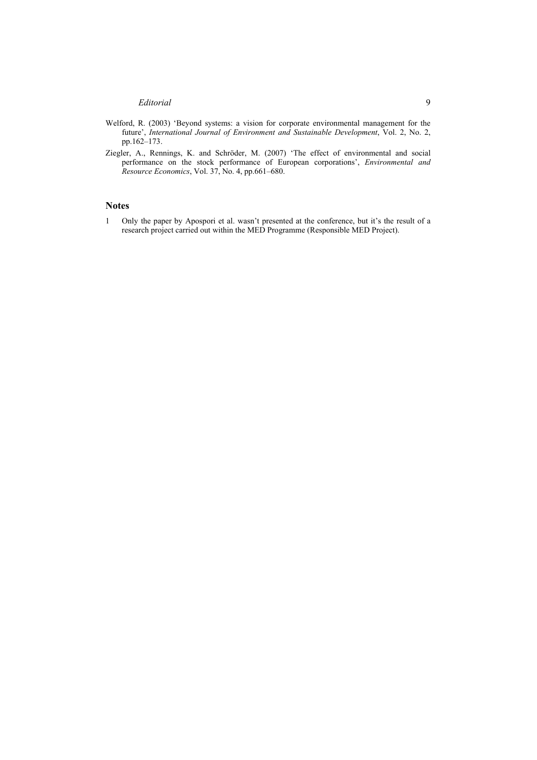Welford, R. (2003) 'Beyond systems: a vision for corporate environmental management for the future', *International Journal of Environment and Sustainable Development*, Vol. 2, No. 2, pp.162–173.

Ziegler, A., Rennings, K. and Schröder, M. (2007) 'The effect of environmental and social performance on the stock performance of European corporations', *Environmental and Resource Economics*, Vol. 37, No. 4, pp.661–680.

## Notes

1 Only the paper by Apospori et al. wasn't presented at the conference, but it's the result of a research project carried out within the MED Programme (Responsible MED Project).